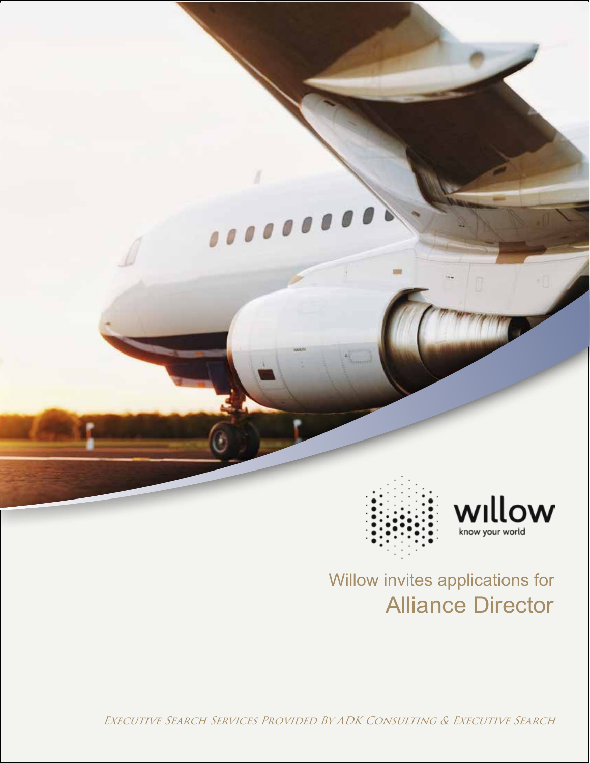willow

know your world

Willow invites applications for

# Alliance Director

*Executive Search Services Provided By ADK Consulting & Executive Search*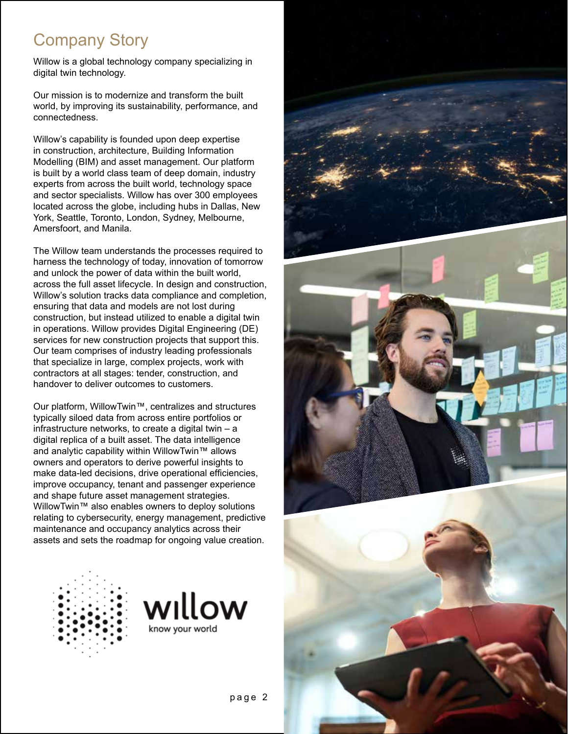# Company Story

Willow is a global technology company specializing in digital twin technology.

Our mission is to modernize and transform the built world, by improving its sustainability, performance, and connectedness.

Willow's capability is founded upon deep expertise in construction, architecture, Building Information Modelling (BIM) and asset management. Our platform is built by a world class team of deep domain, industry experts from across the built world, technology space and sector specialists. Willow has over 300 employees located across the globe, including hubs in Dallas, New York, Seattle, Toronto, London, Sydney, Melbourne, Amersfoort, and Manila.

The Willow team understands the processes required to harness the technology of today, innovation of tomorrow and unlock the power of data within the built world, across the full asset lifecycle. In design and construction, Willow's solution tracks data compliance and completion, ensuring that data and models are not lost during construction, but instead utilized to enable a digital twin in operations. Willow provides Digital Engineering (DE) services for new construction projects that support this. Our team comprises of industry leading professionals that specialize in large, complex projects, work with contractors at all stages: tender, construction, and handover to deliver outcomes to customers.

Our platform, WillowTwin™, centralizes and structures typically siloed data from across entire portfolios or infrastructure networks, to create a digital twin – a digital replica of a built asset. The data intelligence and analytic capability within WillowTwin™ allows owners and operators to derive powerful insights to make data-led decisions, drive operational efficiencies, improve occupancy, tenant and passenger experience and shape future asset management strategies. WillowTwin™ also enables owners to deploy solutions relating to cybersecurity, energy management, predictive maintenance and occupancy analytics across their assets and sets the roadmap for ongoing value creation.

willow

know your world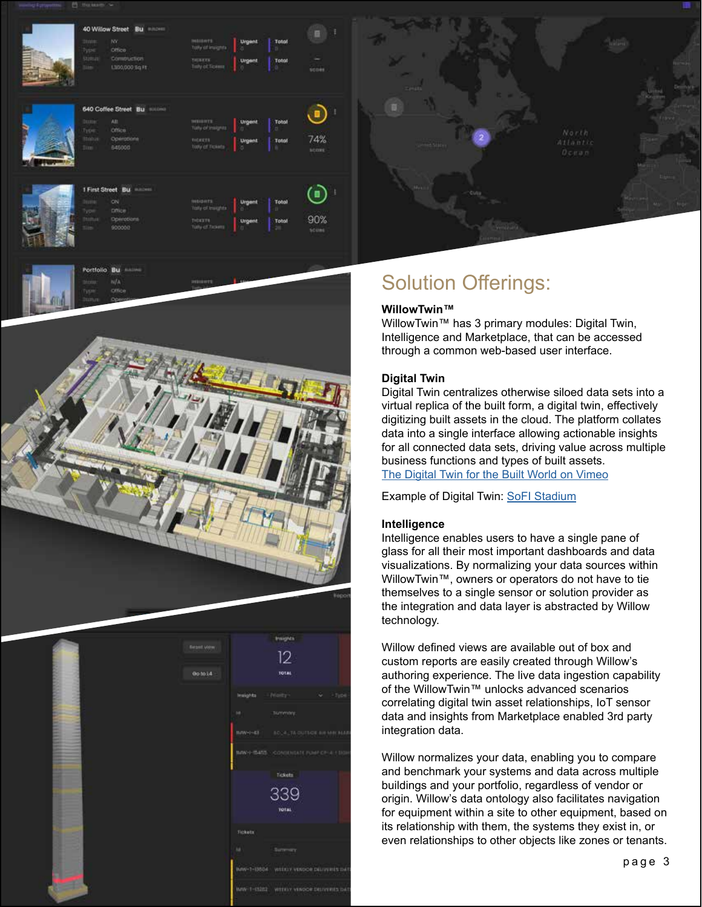## Solution Offerings:

**WillowTwin™**

WillowTwin™ has 3 primary modules: Digital Twin, Intelligence and Marketplace, that can be accessed through a common web-based user interface.

**Digital Twin**

Digital Twin centralizes otherwise siloed data sets into a virtual replica of the built form, a digital twin, effectively digitizing built assets in the cloud. The platform collates data into a single interface allowing actionable insights for all connected data sets, driving value across multiple business functions and types of built assets.

The Digital Twin for the Built World on Vimeo

Example of Digital Twin: SoFI Stadium

**Intelligence**

Intelligence enables users to have a single pane of glass for all their most important dashboards and data visualizations. By normalizing your data sources within WillowTwin™, owners or operators do not have to tie themselves to a single sensor or solution provider as the integration and data layer is abstracted by Willow technology.

Willow defined views are available out of box and custom reports are easily created through Willow's authoring experience. The live data ingestion capability of the WillowTwin™ unlocks advanced scenarios correlating digital twin asset relationships, IoT sensor data and insights from Marketplace enabled 3rd party integration data.

Willow normalizes your data, enabling you to compare and benchmark your systems and data across multiple buildings and your portfolio, regardless of vendor or origin. Willow's data ontology also facilitates navigation for equipment within a site to other equipment, based on its relationship with them, the systems they exist in, or even relationships to other objects like zones or tenants.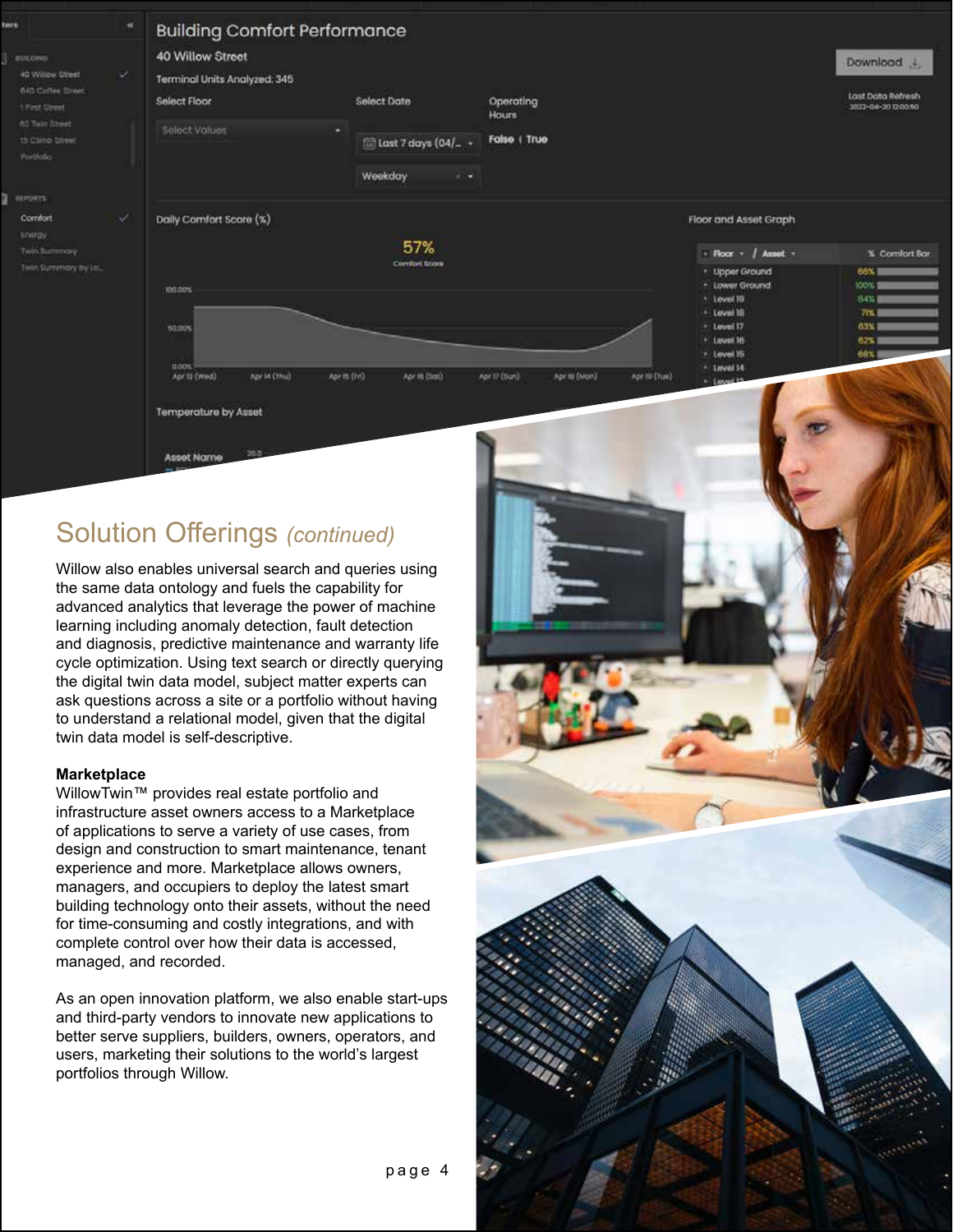## Solution Offerings *(continued)*

Willow also enables universal search and queries using the same data ontology and fuels the capability for advanced analytics that leverage the power of machine learning including anomaly detection, fault detection and diagnosis, predictive maintenance and warranty life cycle optimization. Using text search or directly querying the digital twin data model, subject matter experts can ask questions across a site or a portfolio without having to understand a relational model, given that the digital twin data model is self-descriptive.

**Marketplace**

WillowTwin™ provides real estate portfolio and infrastructure asset owners access to a Marketplace of applications to serve a variety of use cases, from design and construction to smart maintenance, tenant experience and more. Marketplace allows owners, managers, and occupiers to deploy the latest smart building technology onto their assets, without the need for time-consuming and costly integrations, and with complete control over how their data is accessed, managed, and recorded.

As an open innovation platform, we also enable start-ups and third-party vendors to innovate new applications to better serve suppliers, builders, owners, operators, and users, marketing their solutions to the world's largest portfolios through Willow.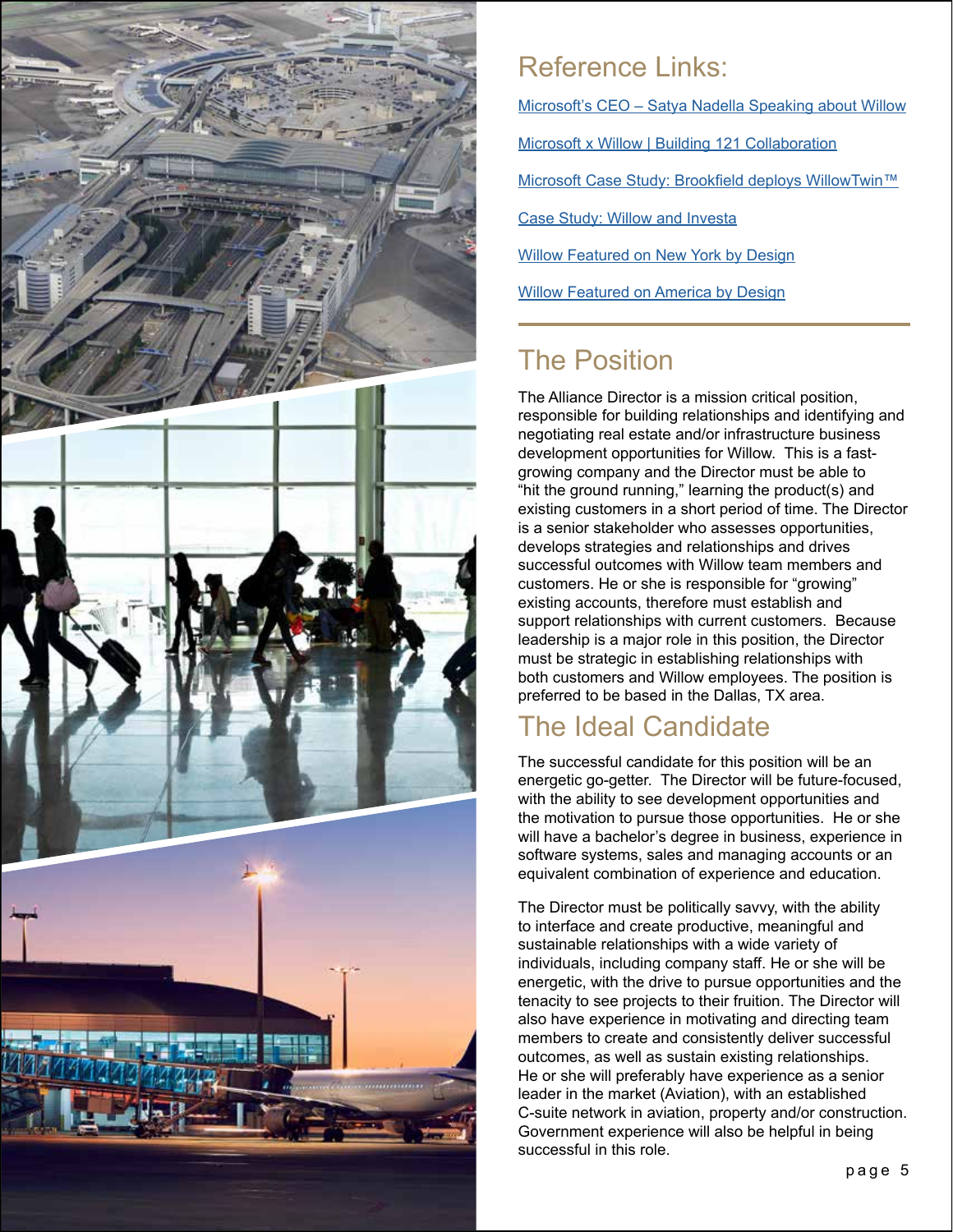## Reference Links:

Microsoft's CEO – Satya Nadella Speaking about Willow

Microsoft x Willow | Building 121 Collaboration

Microsoft Case Study: Brookfield deploys WillowTwin™

Case Study: Willow and Investa

Willow Featured on New York by Design

Willow Featured on America by Design

## The Position

The Alliance Director is a mission critical position, responsible for building relationships and identifying and negotiating real estate and/or infrastructure business development opportunities for Willow. This is a fast-growing company and the Director must be able to "hit the ground running," learning the product(s) and existing customers in a short period of time. The Director is a senior stakeholder who assesses opportunities, develops strategies and relationships and drives successful outcomes with Willow team members and customers. He or she is responsible for "growing" existing accounts, therefore must establish and support relationships with current customers. Because leadership is a major role in this position, the Director must be strategic in establishing relationships with both customers and Willow employees. The position is preferred to be based in the Dallas, TX area.

## The Ideal Candidate

The successful candidate for this position will be an energetic go-getter. The Director will be future-focused, with the ability to see development opportunities and the motivation to pursue those opportunities. He or she will have a bachelor's degree in business, experience in software systems, sales and managing accounts or an equivalent combination of experience and education.

The Director must be politically savvy, with the ability to interface and create productive, meaningful and sustainable relationships with a wide variety of individuals, including company staff. He or she will be energetic, with the drive to pursue opportunities and the tenacity to see projects to their fruition. The Director will also have experience in motivating and directing team members to create and consistently deliver successful outcomes, as well as sustain existing relationships. He or she will preferably have experience as a senior leader in the market (Aviation), with an established C-suite network in aviation, property and/or construction. Government experience will also be helpful in being successful in this role.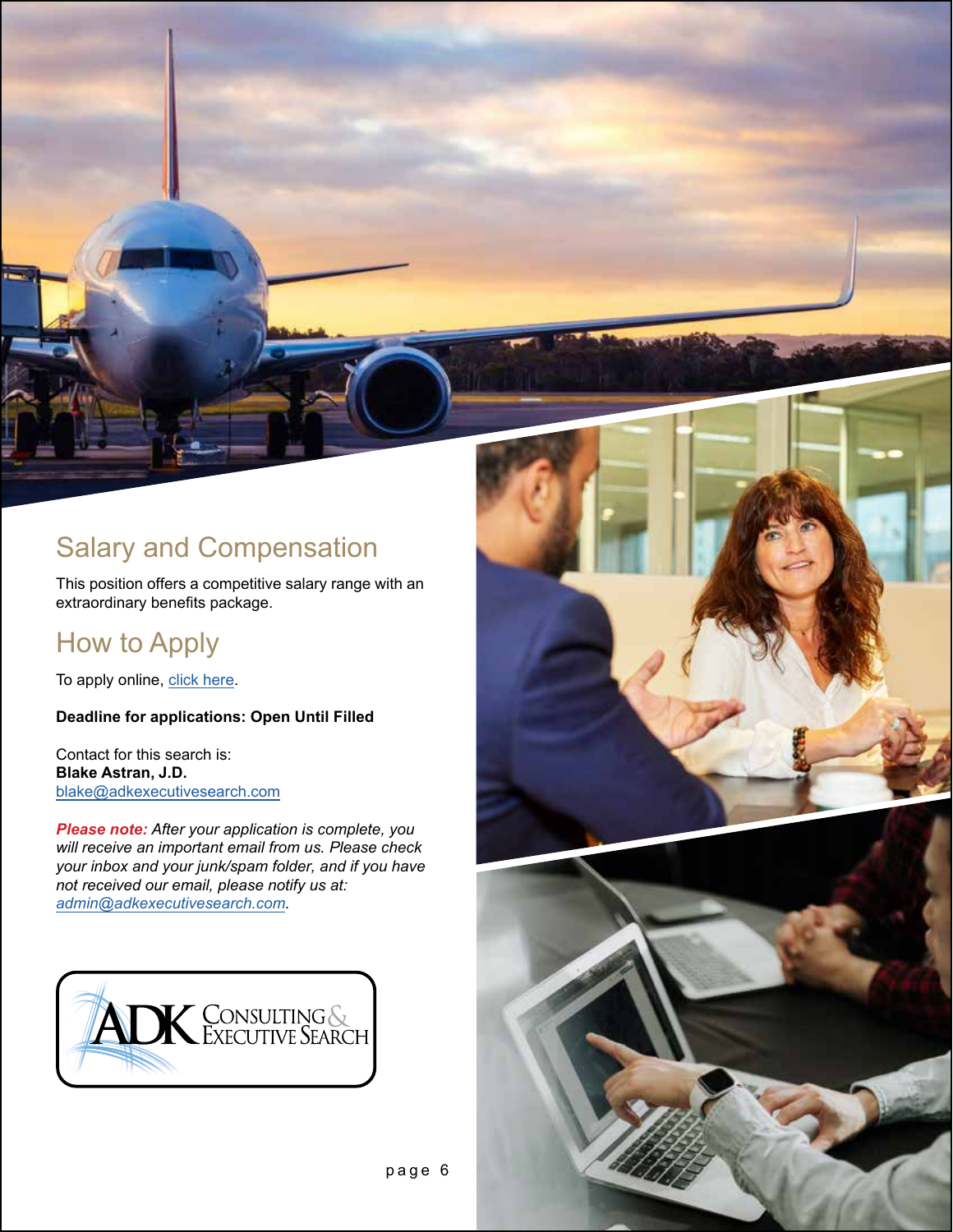## Salary and Compensation

This position offers a competitive salary range with an extraordinary benefits package.

## How to Apply

To apply online, click here.

**Deadline for applications: Open Until Filled**

Contact for this search is:
**Blake Astran, J.D.**
blake@adkexecutivesearch.com

***Please note:*** *After your application is complete, you will receive an important email from us. Please check your inbox and your junk/spam folder, and if you have not received our email, please notify us at: admin@adkexecutivesearch.com.*

ADK Consulting & Executive Search